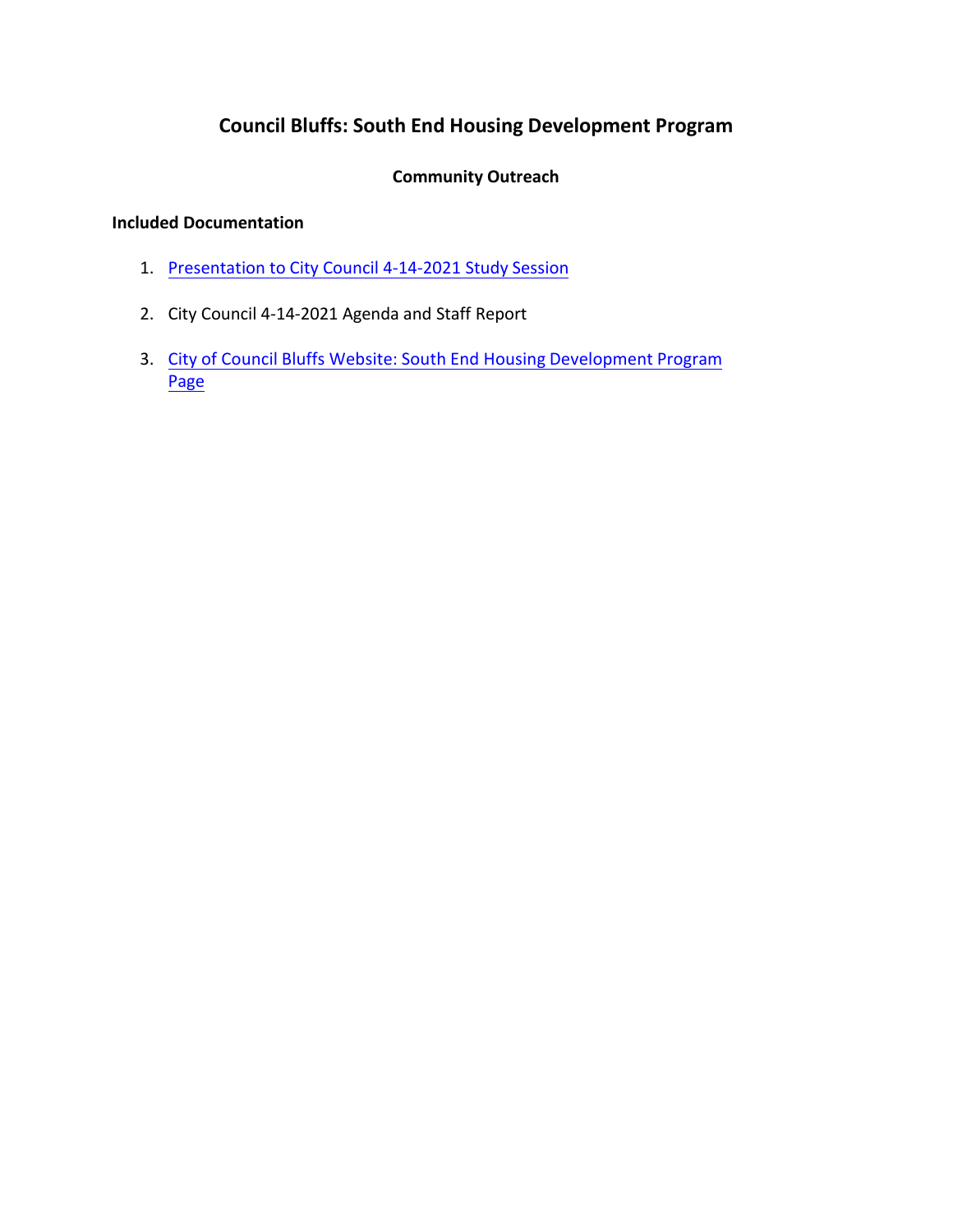# Council Bluffs: South End Housing Development Program

## Community Outreach

**Included Documentation**

1. Presentation to City Council 4-14-2021 Study Session
2. City Council 4-14-2021 Agenda and Staff Report
3. City of Council Bluffs Website: South End Housing Development Program Page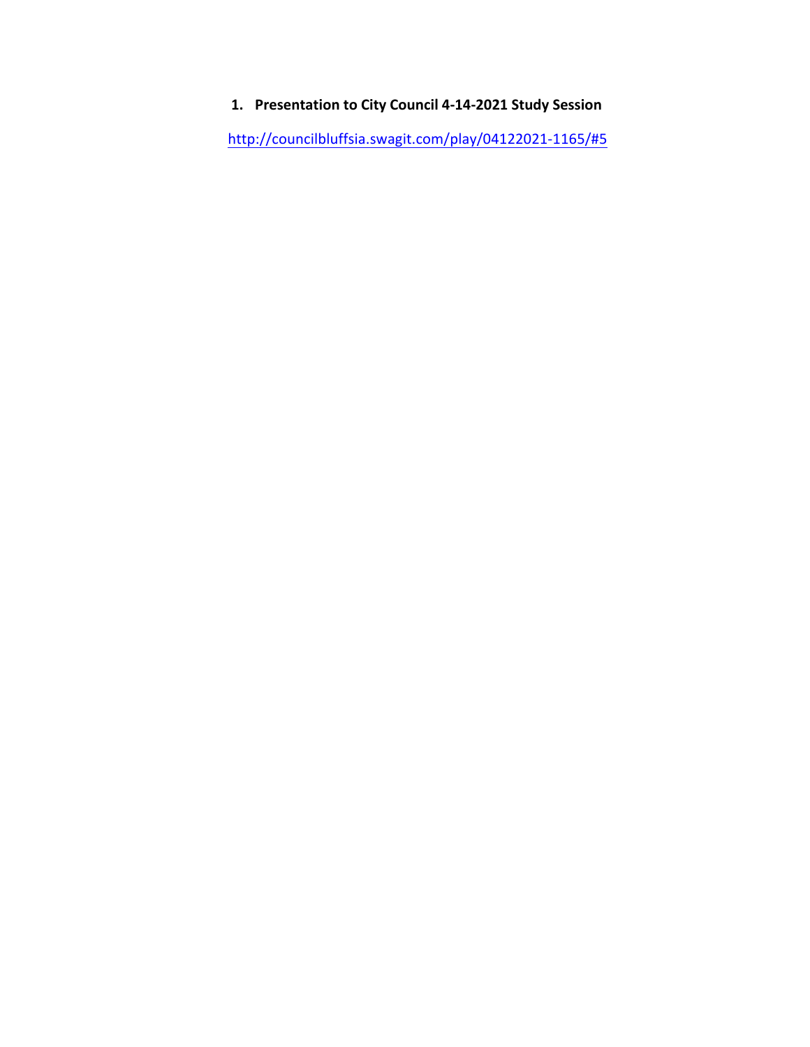1. **Presentation to City Council 4-14-2021 Study Session**

http://councilbluffsia.swagit.com/play/04122021-1165/#5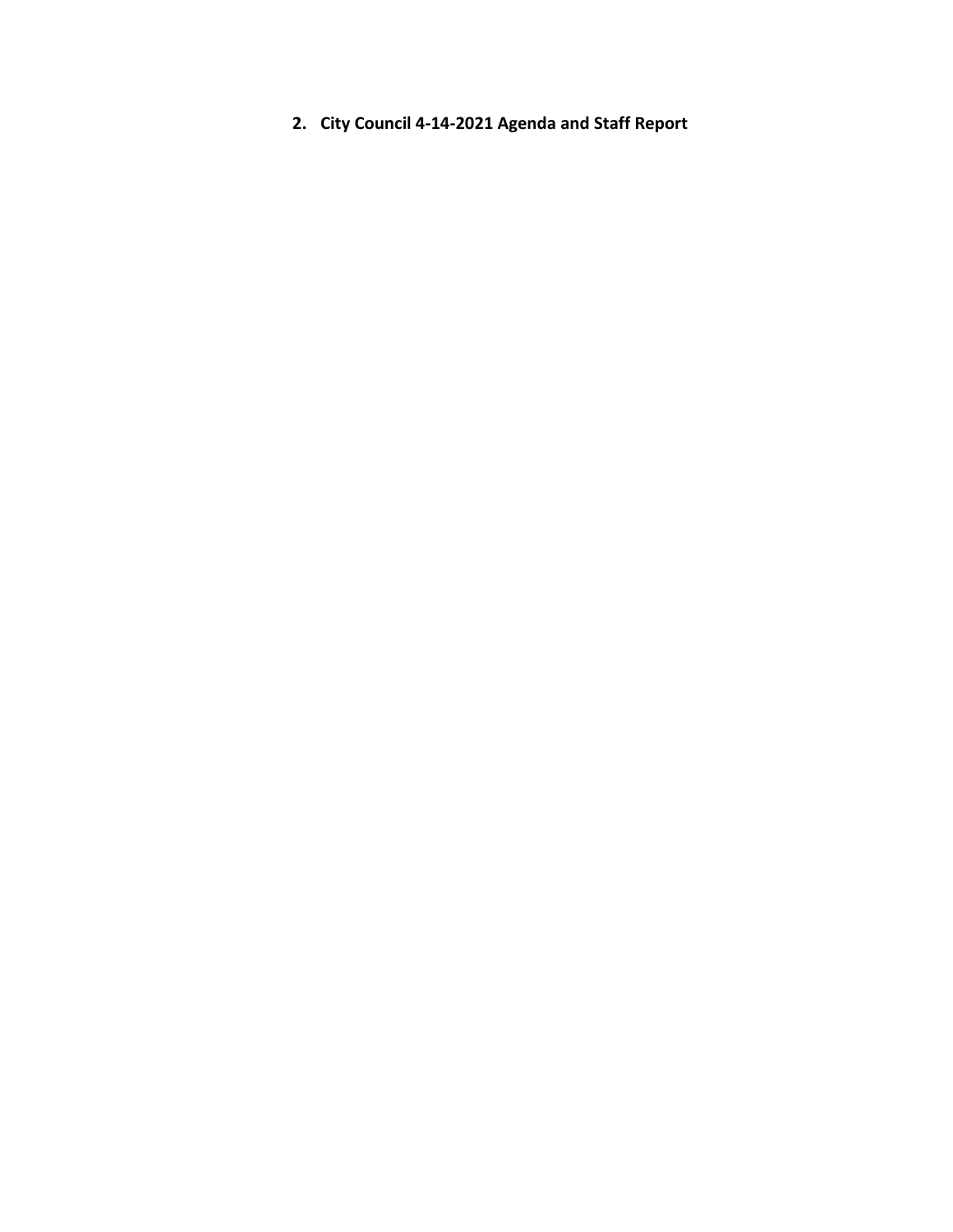2. **City Council 4-14-2021 Agenda and Staff Report**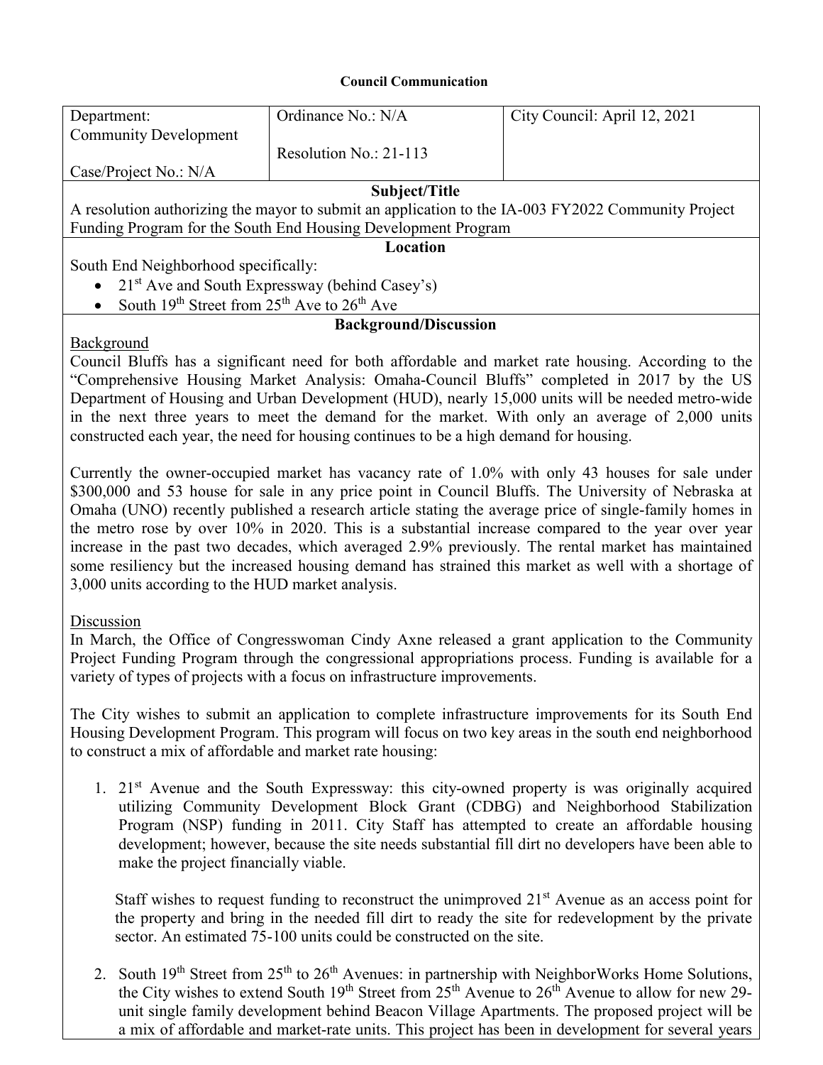**Council Communication**

| Department: Community Development | Ordinance No.: N/A | City Council: April 12, 2021 |
|---|---|---|
| Case/Project No.: N/A | Resolution No.: 21-113 | |

**Subject/Title**

A resolution authorizing the mayor to submit an application to the IA-003 FY2022 Community Project Funding Program for the South End Housing Development Program

**Location**

South End Neighborhood specifically:

- 21st Ave and South Expressway (behind Casey's)
- South 19th Street from 25th Ave to 26th Ave

**Background/Discussion**

Background

Council Bluffs has a significant need for both affordable and market rate housing. According to the "Comprehensive Housing Market Analysis: Omaha-Council Bluffs" completed in 2017 by the US Department of Housing and Urban Development (HUD), nearly 15,000 units will be needed metro-wide in the next three years to meet the demand for the market. With only an average of 2,000 units constructed each year, the need for housing continues to be a high demand for housing.

Currently the owner-occupied market has vacancy rate of 1.0% with only 43 houses for sale under $300,000 and 53 house for sale in any price point in Council Bluffs. The University of Nebraska at Omaha (UNO) recently published a research article stating the average price of single-family homes in the metro rose by over 10% in 2020. This is a substantial increase compared to the year over year increase in the past two decades, which averaged 2.9% previously. The rental market has maintained some resiliency but the increased housing demand has strained this market as well with a shortage of 3,000 units according to the HUD market analysis.

Discussion

In March, the Office of Congresswoman Cindy Axne released a grant application to the Community Project Funding Program through the congressional appropriations process. Funding is available for a variety of types of projects with a focus on infrastructure improvements.

The City wishes to submit an application to complete infrastructure improvements for its South End Housing Development Program. This program will focus on two key areas in the south end neighborhood to construct a mix of affordable and market rate housing:

1. 21st Avenue and the South Expressway: this city-owned property is was originally acquired utilizing Community Development Block Grant (CDBG) and Neighborhood Stabilization Program (NSP) funding in 2011. City Staff has attempted to create an affordable housing development; however, because the site needs substantial fill dirt no developers have been able to make the project financially viable.

   Staff wishes to request funding to reconstruct the unimproved 21st Avenue as an access point for the property and bring in the needed fill dirt to ready the site for redevelopment by the private sector. An estimated 75-100 units could be constructed on the site.

2. South 19th Street from 25th to 26th Avenues: in partnership with NeighborWorks Home Solutions, the City wishes to extend South 19th Street from 25th Avenue to 26th Avenue to allow for new 29-unit single family development behind Beacon Village Apartments. The proposed project will be a mix of affordable and market-rate units. This project has been in development for several years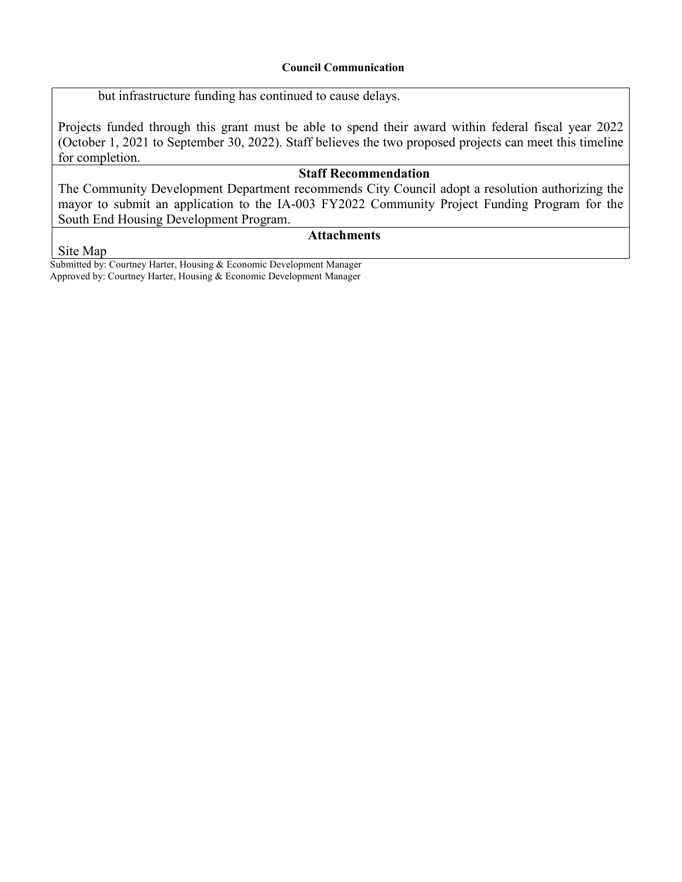but infrastructure funding has continued to cause delays.

Projects funded through this grant must be able to spend their award within federal fiscal year 2022 (October 1, 2021 to September 30, 2022). Staff believes the two proposed projects can meet this timeline for completion.

## Staff Recommendation

The Community Development Department recommends City Council adopt a resolution authorizing the mayor to submit an application to the IA-003 FY2022 Community Project Funding Program for the South End Housing Development Program.

## Attachments

Site Map

Submitted by: Courtney Harter, Housing & Economic Development Manager
Approved by: Courtney Harter, Housing & Economic Development Manager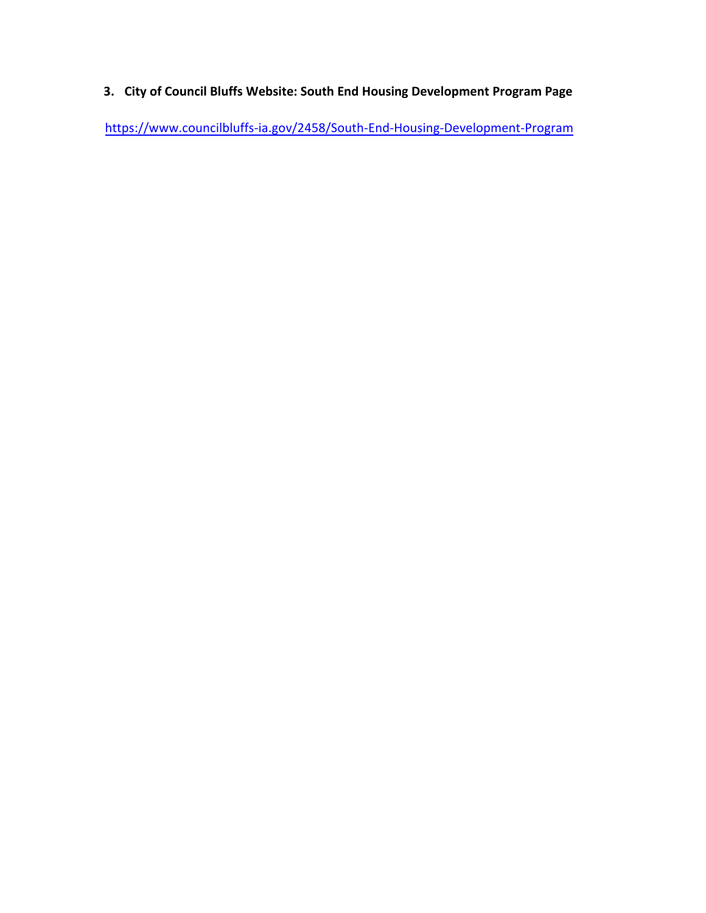3. **City of Council Bluffs Website: South End Housing Development Program Page**

   https://www.councilbluffs-ia.gov/2458/South-End-Housing-Development-Program